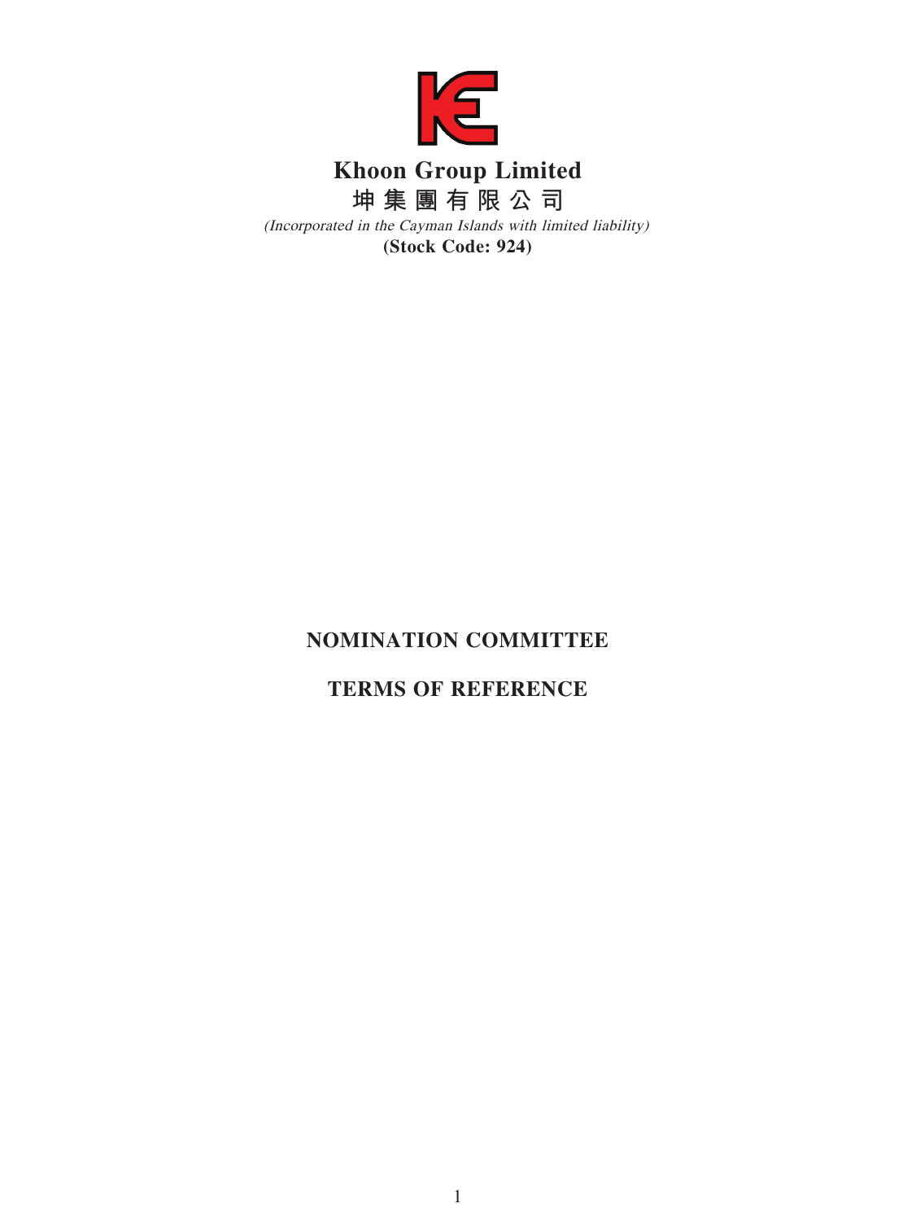# Khoon Group Limited

**坤集團有限公司**

*(Incorporated in the Cayman Islands with limited liability)*

**(Stock Code: 924)**

## NOMINATION COMMITTEE

## TERMS OF REFERENCE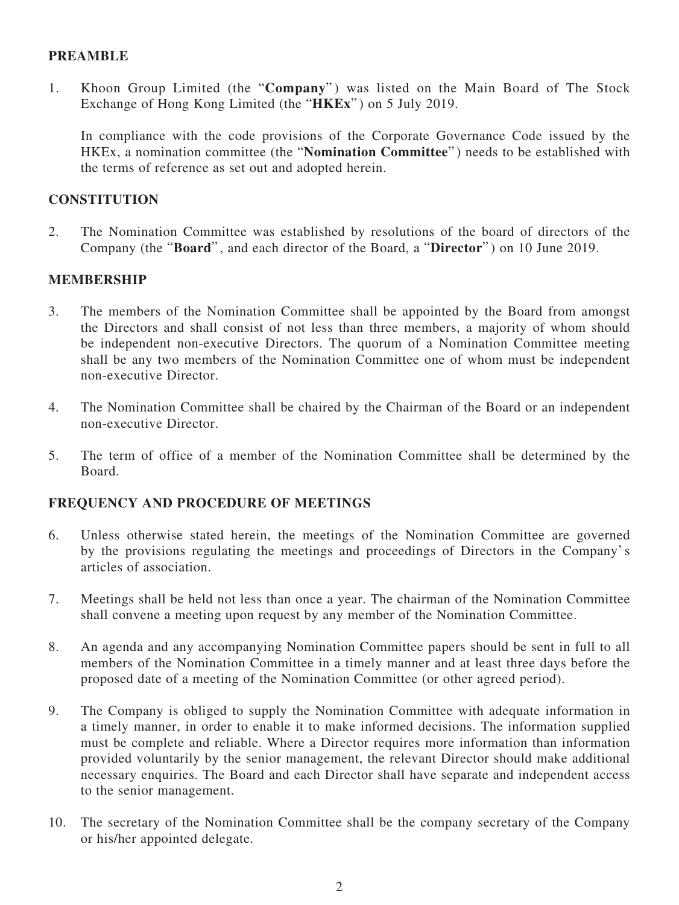## PREAMBLE

1. Khoon Group Limited (the "**Company**") was listed on the Main Board of The Stock Exchange of Hong Kong Limited (the "**HKEx**") on 5 July 2019.

   In compliance with the code provisions of the Corporate Governance Code issued by the HKEx, a nomination committee (the "**Nomination Committee**") needs to be established with the terms of reference as set out and adopted herein.

## CONSTITUTION

2. The Nomination Committee was established by resolutions of the board of directors of the Company (the "**Board**", and each director of the Board, a "**Director**") on 10 June 2019.

## MEMBERSHIP

3. The members of the Nomination Committee shall be appointed by the Board from amongst the Directors and shall consist of not less than three members, a majority of whom should be independent non-executive Directors. The quorum of a Nomination Committee meeting shall be any two members of the Nomination Committee one of whom must be independent non-executive Director.

4. The Nomination Committee shall be chaired by the Chairman of the Board or an independent non-executive Director.

5. The term of office of a member of the Nomination Committee shall be determined by the Board.

## FREQUENCY AND PROCEDURE OF MEETINGS

6. Unless otherwise stated herein, the meetings of the Nomination Committee are governed by the provisions regulating the meetings and proceedings of Directors in the Company's articles of association.

7. Meetings shall be held not less than once a year. The chairman of the Nomination Committee shall convene a meeting upon request by any member of the Nomination Committee.

8. An agenda and any accompanying Nomination Committee papers should be sent in full to all members of the Nomination Committee in a timely manner and at least three days before the proposed date of a meeting of the Nomination Committee (or other agreed period).

9. The Company is obliged to supply the Nomination Committee with adequate information in a timely manner, in order to enable it to make informed decisions. The information supplied must be complete and reliable. Where a Director requires more information than information provided voluntarily by the senior management, the relevant Director should make additional necessary enquiries. The Board and each Director shall have separate and independent access to the senior management.

10. The secretary of the Nomination Committee shall be the company secretary of the Company or his/her appointed delegate.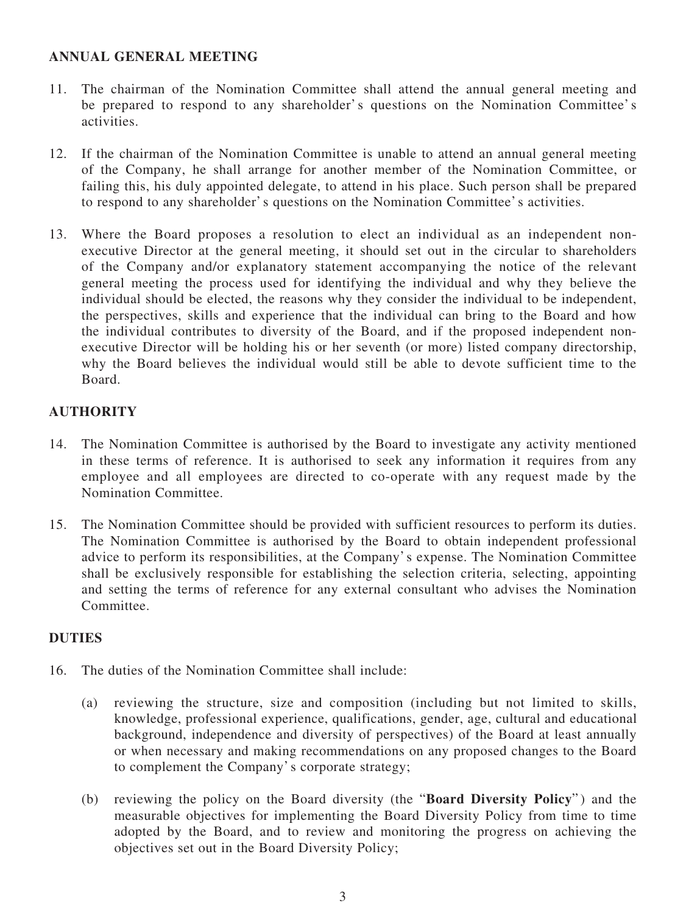## ANNUAL GENERAL MEETING

11. The chairman of the Nomination Committee shall attend the annual general meeting and be prepared to respond to any shareholder's questions on the Nomination Committee's activities.

12. If the chairman of the Nomination Committee is unable to attend an annual general meeting of the Company, he shall arrange for another member of the Nomination Committee, or failing this, his duly appointed delegate, to attend in his place. Such person shall be prepared to respond to any shareholder's questions on the Nomination Committee's activities.

13. Where the Board proposes a resolution to elect an individual as an independent non-executive Director at the general meeting, it should set out in the circular to shareholders of the Company and/or explanatory statement accompanying the notice of the relevant general meeting the process used for identifying the individual and why they believe the individual should be elected, the reasons why they consider the individual to be independent, the perspectives, skills and experience that the individual can bring to the Board and how the individual contributes to diversity of the Board, and if the proposed independent non-executive Director will be holding his or her seventh (or more) listed company directorship, why the Board believes the individual would still be able to devote sufficient time to the Board.

## AUTHORITY

14. The Nomination Committee is authorised by the Board to investigate any activity mentioned in these terms of reference. It is authorised to seek any information it requires from any employee and all employees are directed to co-operate with any request made by the Nomination Committee.

15. The Nomination Committee should be provided with sufficient resources to perform its duties. The Nomination Committee is authorised by the Board to obtain independent professional advice to perform its responsibilities, at the Company's expense. The Nomination Committee shall be exclusively responsible for establishing the selection criteria, selecting, appointing and setting the terms of reference for any external consultant who advises the Nomination Committee.

## DUTIES

16. The duties of the Nomination Committee shall include:

    (a) reviewing the structure, size and composition (including but not limited to skills, knowledge, professional experience, qualifications, gender, age, cultural and educational background, independence and diversity of perspectives) of the Board at least annually or when necessary and making recommendations on any proposed changes to the Board to complement the Company's corporate strategy;

    (b) reviewing the policy on the Board diversity (the "**Board Diversity Policy**") and the measurable objectives for implementing the Board Diversity Policy from time to time adopted by the Board, and to review and monitoring the progress on achieving the objectives set out in the Board Diversity Policy;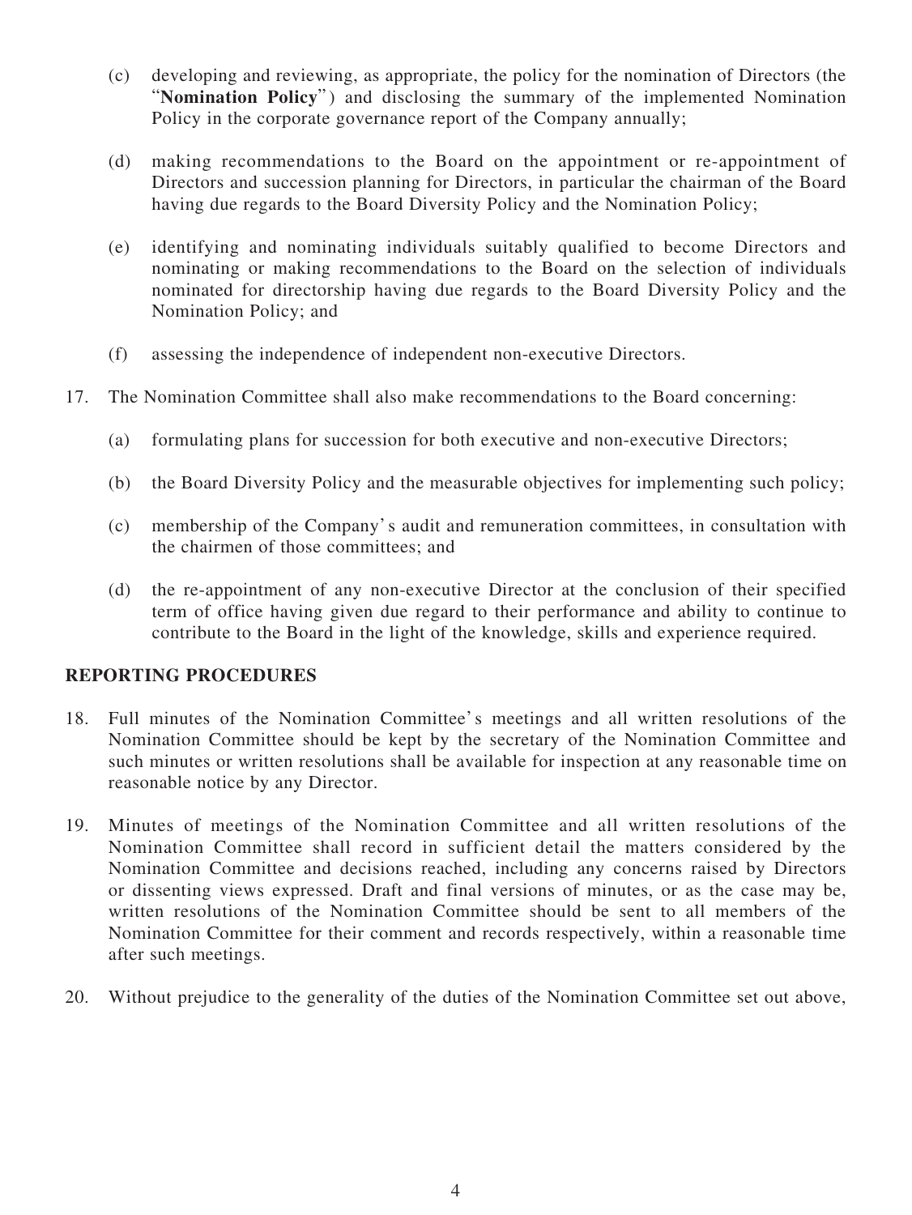(c) developing and reviewing, as appropriate, the policy for the nomination of Directors (the "**Nomination Policy**") and disclosing the summary of the implemented Nomination Policy in the corporate governance report of the Company annually;

(d) making recommendations to the Board on the appointment or re-appointment of Directors and succession planning for Directors, in particular the chairman of the Board having due regards to the Board Diversity Policy and the Nomination Policy;

(e) identifying and nominating individuals suitably qualified to become Directors and nominating or making recommendations to the Board on the selection of individuals nominated for directorship having due regards to the Board Diversity Policy and the Nomination Policy; and

(f) assessing the independence of independent non-executive Directors.

17. The Nomination Committee shall also make recommendations to the Board concerning:

    (a) formulating plans for succession for both executive and non-executive Directors;

    (b) the Board Diversity Policy and the measurable objectives for implementing such policy;

    (c) membership of the Company's audit and remuneration committees, in consultation with the chairmen of those committees; and

    (d) the re-appointment of any non-executive Director at the conclusion of their specified term of office having given due regard to their performance and ability to continue to contribute to the Board in the light of the knowledge, skills and experience required.

## REPORTING PROCEDURES

18. Full minutes of the Nomination Committee's meetings and all written resolutions of the Nomination Committee should be kept by the secretary of the Nomination Committee and such minutes or written resolutions shall be available for inspection at any reasonable time on reasonable notice by any Director.

19. Minutes of meetings of the Nomination Committee and all written resolutions of the Nomination Committee shall record in sufficient detail the matters considered by the Nomination Committee and decisions reached, including any concerns raised by Directors or dissenting views expressed. Draft and final versions of minutes, or as the case may be, written resolutions of the Nomination Committee should be sent to all members of the Nomination Committee for their comment and records respectively, within a reasonable time after such meetings.

20. Without prejudice to the generality of the duties of the Nomination Committee set out above,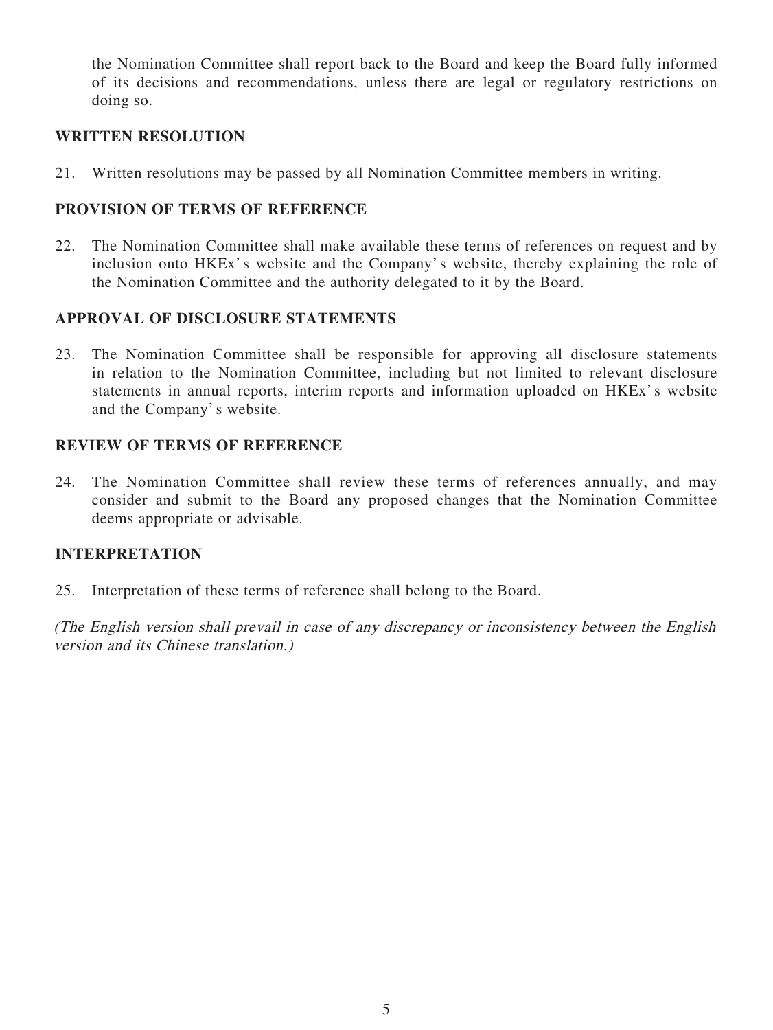the Nomination Committee shall report back to the Board and keep the Board fully informed of its decisions and recommendations, unless there are legal or regulatory restrictions on doing so.

## WRITTEN RESOLUTION

21. Written resolutions may be passed by all Nomination Committee members in writing.

## PROVISION OF TERMS OF REFERENCE

22. The Nomination Committee shall make available these terms of references on request and by inclusion onto HKEx's website and the Company's website, thereby explaining the role of the Nomination Committee and the authority delegated to it by the Board.

## APPROVAL OF DISCLOSURE STATEMENTS

23. The Nomination Committee shall be responsible for approving all disclosure statements in relation to the Nomination Committee, including but not limited to relevant disclosure statements in annual reports, interim reports and information uploaded on HKEx's website and the Company's website.

## REVIEW OF TERMS OF REFERENCE

24. The Nomination Committee shall review these terms of references annually, and may consider and submit to the Board any proposed changes that the Nomination Committee deems appropriate or advisable.

## INTERPRETATION

25. Interpretation of these terms of reference shall belong to the Board.

*(The English version shall prevail in case of any discrepancy or inconsistency between the English version and its Chinese translation.)*